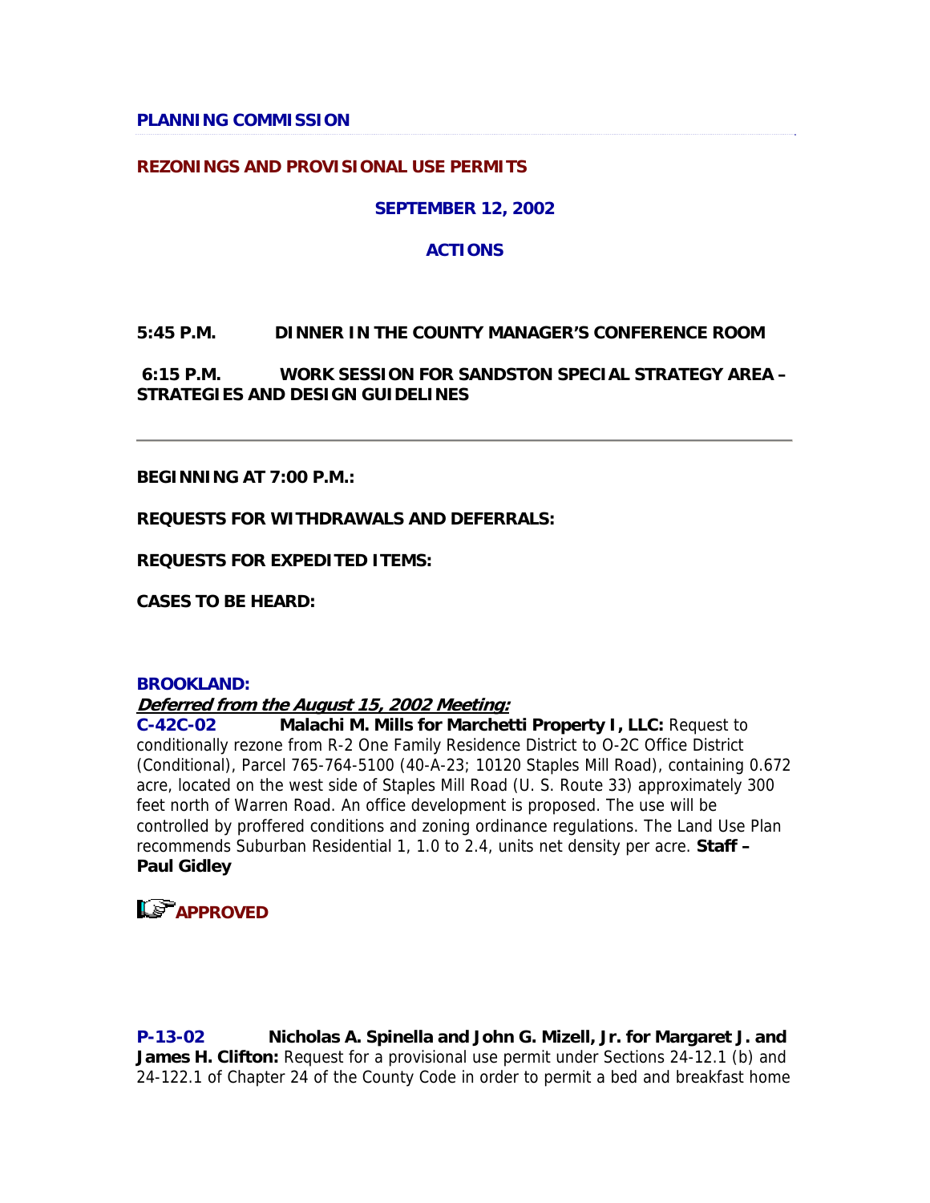**PLANNING COMMISSION**

**REZONINGS AND PROVISIONAL USE PERMITS**

**SEPTEMBER 12, 2002**

**ACTIONS**

**5:45 P.M. DINNER IN THE COUNTY MANAGER'S CONFERENCE ROOM**

**6:15 P.M. WORK SESSION FOR SANDSTON SPECIAL STRATEGY AREA – STRATEGIES AND DESIGN GUIDELINES**

---

**BEGINNING AT 7:00 P.M.:**

**REQUESTS FOR WITHDRAWALS AND DEFERRALS:**

**REQUESTS FOR EXPEDITED ITEMS:**

**CASES TO BE HEARD:**

**BROOKLAND:**

***Deferred from the August 15, 2002 Meeting:***

**C-42C-02 Malachi M. Mills for Marchetti Property I, LLC:** Request to conditionally rezone from R-2 One Family Residence District to O-2C Office District (Conditional), Parcel 765-764-5100 (40-A-23; 10120 Staples Mill Road), containing 0.672 acre, located on the west side of Staples Mill Road (U. S. Route 33) approximately 300 feet north of Warren Road. An office development is proposed. The use will be controlled by proffered conditions and zoning ordinance regulations. The Land Use Plan recommends Suburban Residential 1, 1.0 to 2.4, units net density per acre. **Staff – Paul Gidley**

**APPROVED**

**P-13-02 Nicholas A. Spinella and John G. Mizell, Jr. for Margaret J. and James H. Clifton:** Request for a provisional use permit under Sections 24-12.1 (b) and 24-122.1 of Chapter 24 of the County Code in order to permit a bed and breakfast home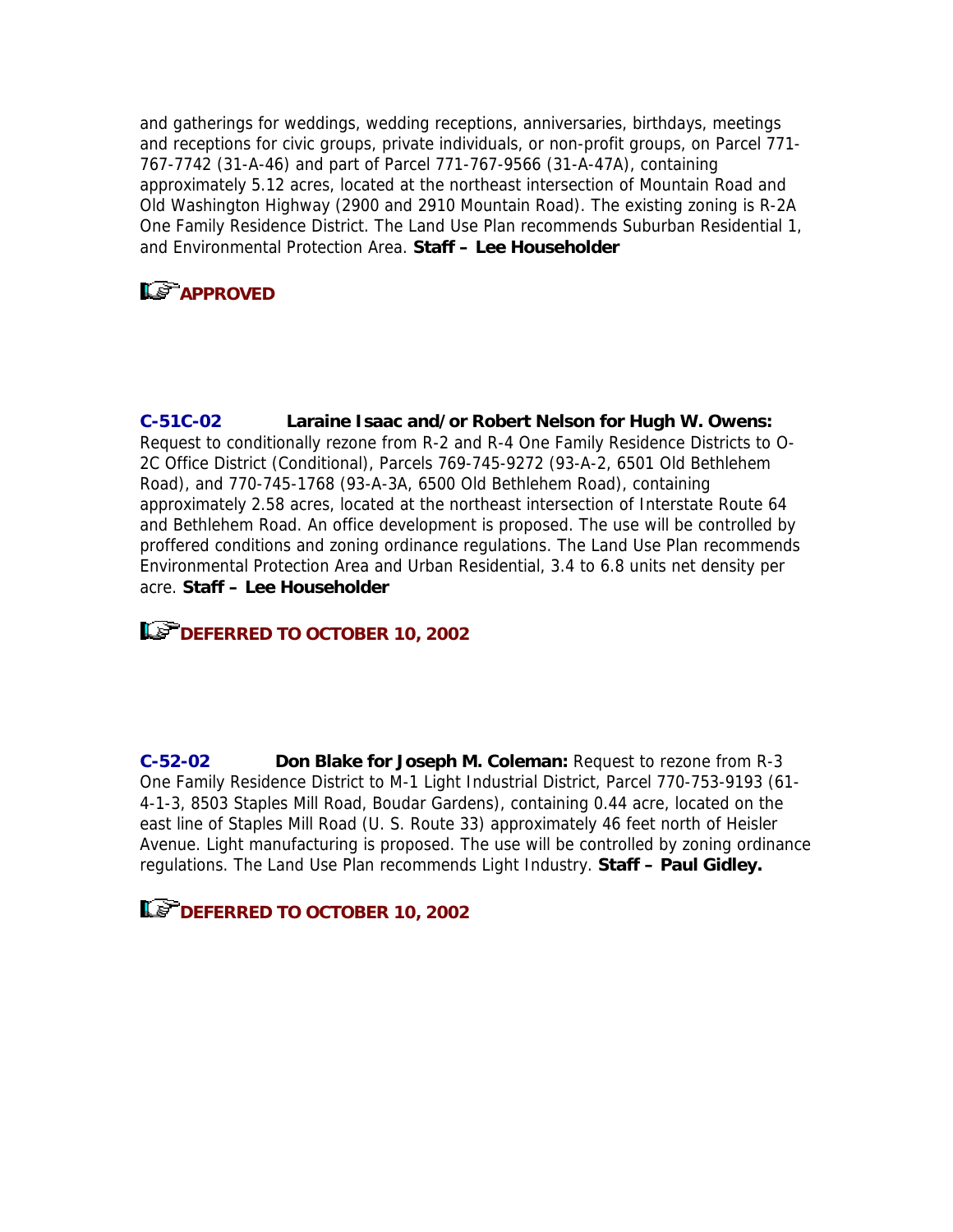and gatherings for weddings, wedding receptions, anniversaries, birthdays, meetings and receptions for civic groups, private individuals, or non-profit groups, on Parcel 771-767-7742 (31-A-46) and part of Parcel 771-767-9566 (31-A-47A), containing approximately 5.12 acres, located at the northeast intersection of Mountain Road and Old Washington Highway (2900 and 2910 Mountain Road). The existing zoning is R-2A One Family Residence District. The Land Use Plan recommends Suburban Residential 1, and Environmental Protection Area. **Staff – Lee Householder**

**APPROVED**

**C-51C-02** **Laraine Isaac and/or Robert Nelson for Hugh W. Owens:** Request to conditionally rezone from R-2 and R-4 One Family Residence Districts to O-2C Office District (Conditional), Parcels 769-745-9272 (93-A-2, 6501 Old Bethlehem Road), and 770-745-1768 (93-A-3A, 6500 Old Bethlehem Road), containing approximately 2.58 acres, located at the northeast intersection of Interstate Route 64 and Bethlehem Road. An office development is proposed. The use will be controlled by proffered conditions and zoning ordinance regulations. The Land Use Plan recommends Environmental Protection Area and Urban Residential, 3.4 to 6.8 units net density per acre. **Staff – Lee Householder**

**DEFERRED TO OCTOBER 10, 2002**

**C-52-02** **Don Blake for Joseph M. Coleman:** Request to rezone from R-3 One Family Residence District to M-1 Light Industrial District, Parcel 770-753-9193 (61-4-1-3, 8503 Staples Mill Road, Boudar Gardens), containing 0.44 acre, located on the east line of Staples Mill Road (U. S. Route 33) approximately 46 feet north of Heisler Avenue. Light manufacturing is proposed. The use will be controlled by zoning ordinance regulations. The Land Use Plan recommends Light Industry. **Staff – Paul Gidley.**

**DEFERRED TO OCTOBER 10, 2002**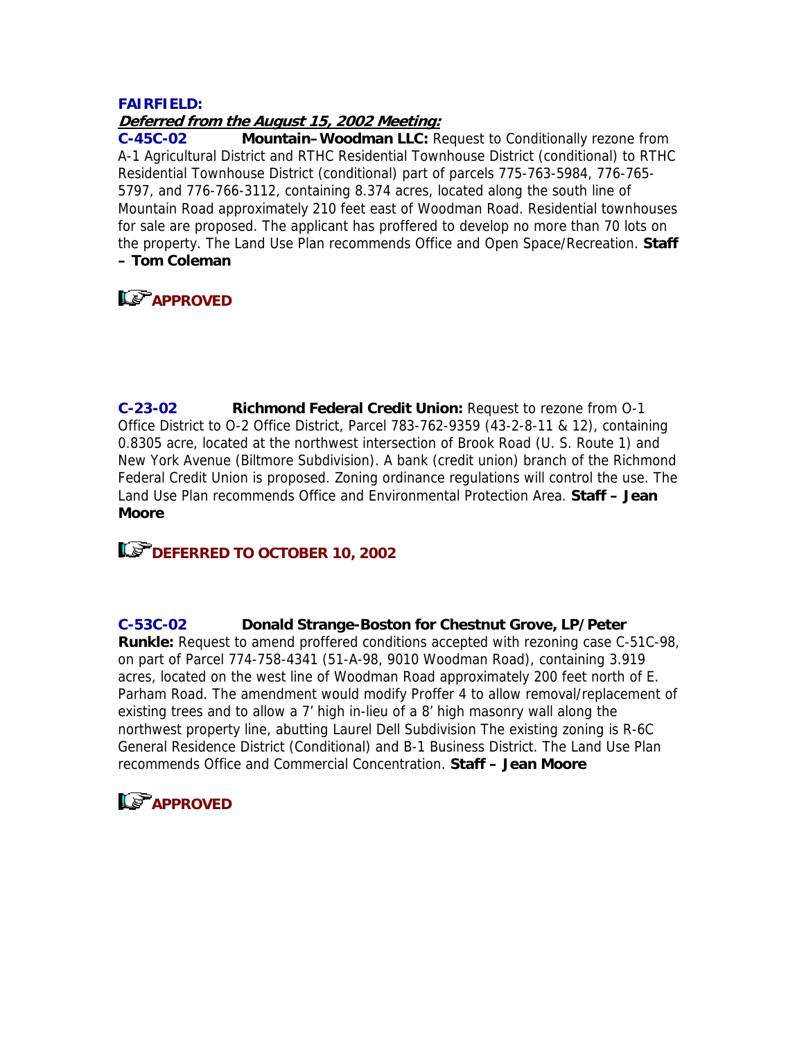**FAIRFIELD:**

***Deferred from the August 15, 2002 Meeting:***

**C-45C-02** **Mountain–Woodman LLC:** Request to Conditionally rezone from A-1 Agricultural District and RTHC Residential Townhouse District (conditional) to RTHC Residential Townhouse District (conditional) part of parcels 775-763-5984, 776-765-5797, and 776-766-3112, containing 8.374 acres, located along the south line of Mountain Road approximately 210 feet east of Woodman Road. Residential townhouses for sale are proposed. The applicant has proffered to develop no more than 70 lots on the property. The Land Use Plan recommends Office and Open Space/Recreation. **Staff – Tom Coleman**

**APPROVED**

**C-23-02** **Richmond Federal Credit Union:** Request to rezone from O-1 Office District to O-2 Office District, Parcel 783-762-9359 (43-2-8-11 & 12), containing 0.8305 acre, located at the northwest intersection of Brook Road (U. S. Route 1) and New York Avenue (Biltmore Subdivision). A bank (credit union) branch of the Richmond Federal Credit Union is proposed. Zoning ordinance regulations will control the use. The Land Use Plan recommends Office and Environmental Protection Area. **Staff – Jean Moore**

**DEFERRED TO OCTOBER 10, 2002**

**C-53C-02** **Donald Strange-Boston for Chestnut Grove, LP/Peter Runkle:** Request to amend proffered conditions accepted with rezoning case C-51C-98, on part of Parcel 774-758-4341 (51-A-98, 9010 Woodman Road), containing 3.919 acres, located on the west line of Woodman Road approximately 200 feet north of E. Parham Road. The amendment would modify Proffer 4 to allow removal/replacement of existing trees and to allow a 7' high in-lieu of a 8' high masonry wall along the northwest property line, abutting Laurel Dell Subdivision The existing zoning is R-6C General Residence District (Conditional) and B-1 Business District. The Land Use Plan recommends Office and Commercial Concentration. **Staff – Jean Moore**

**APPROVED**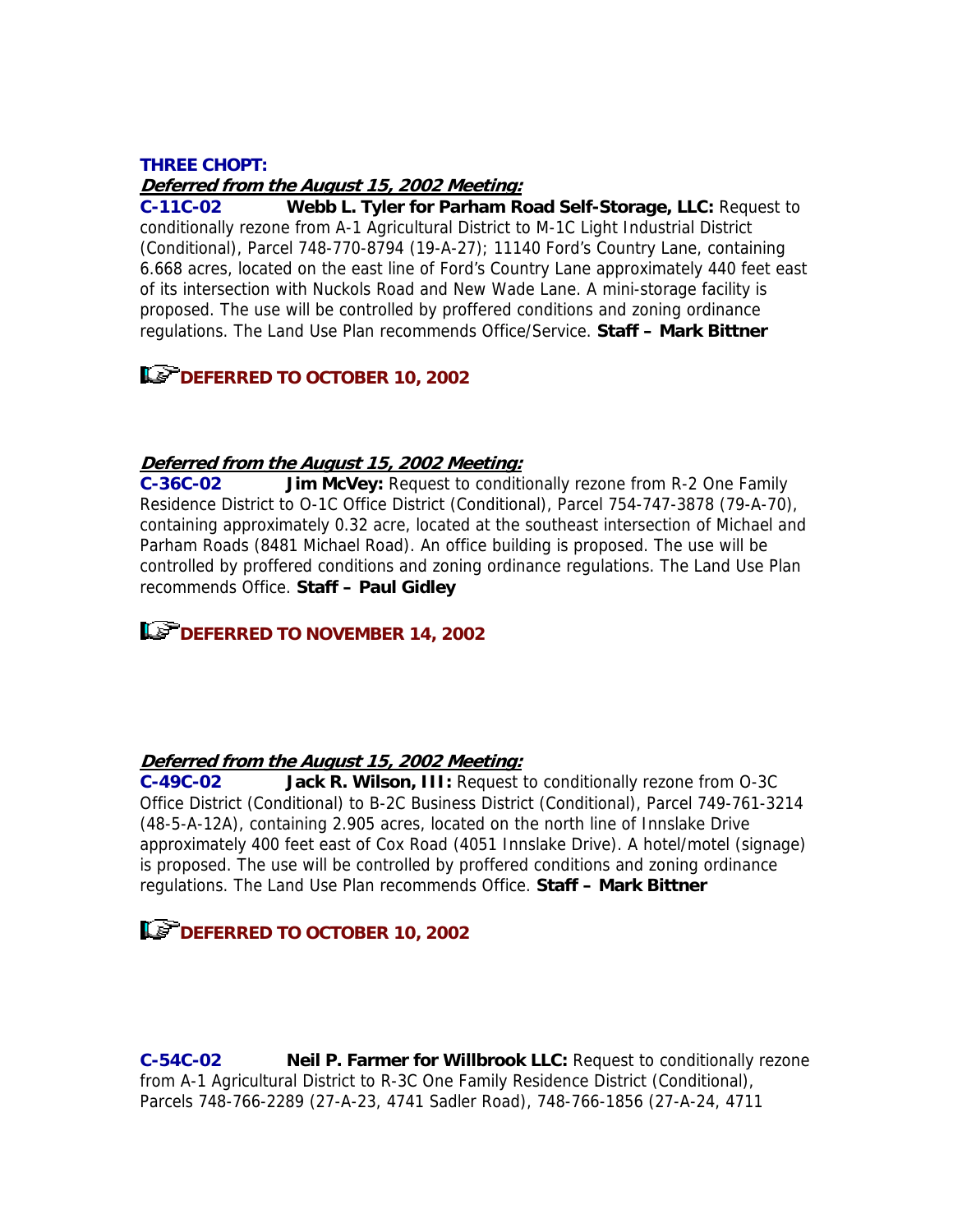**THREE CHOPT:**

***Deferred from the August 15, 2002 Meeting:***

**C-11C-02** **Webb L. Tyler for Parham Road Self-Storage, LLC:** Request to conditionally rezone from A-1 Agricultural District to M-1C Light Industrial District (Conditional), Parcel 748-770-8794 (19-A-27); 11140 Ford's Country Lane, containing 6.668 acres, located on the east line of Ford's Country Lane approximately 440 feet east of its intersection with Nuckols Road and New Wade Lane. A mini-storage facility is proposed. The use will be controlled by proffered conditions and zoning ordinance regulations. The Land Use Plan recommends Office/Service. **Staff – Mark Bittner**

**DEFERRED TO OCTOBER 10, 2002**

***Deferred from the August 15, 2002 Meeting:***

**C-36C-02** **Jim McVey:** Request to conditionally rezone from R-2 One Family Residence District to O-1C Office District (Conditional), Parcel 754-747-3878 (79-A-70), containing approximately 0.32 acre, located at the southeast intersection of Michael and Parham Roads (8481 Michael Road). An office building is proposed. The use will be controlled by proffered conditions and zoning ordinance regulations. The Land Use Plan recommends Office. **Staff – Paul Gidley**

**DEFERRED TO NOVEMBER 14, 2002**

***Deferred from the August 15, 2002 Meeting:***

**C-49C-02** **Jack R. Wilson, III:** Request to conditionally rezone from O-3C Office District (Conditional) to B-2C Business District (Conditional), Parcel 749-761-3214 (48-5-A-12A), containing 2.905 acres, located on the north line of Innslake Drive approximately 400 feet east of Cox Road (4051 Innslake Drive). A hotel/motel (signage) is proposed. The use will be controlled by proffered conditions and zoning ordinance regulations. The Land Use Plan recommends Office. **Staff – Mark Bittner**

**DEFERRED TO OCTOBER 10, 2002**

**C-54C-02** **Neil P. Farmer for Willbrook LLC:** Request to conditionally rezone from A-1 Agricultural District to R-3C One Family Residence District (Conditional), Parcels 748-766-2289 (27-A-23, 4741 Sadler Road), 748-766-1856 (27-A-24, 4711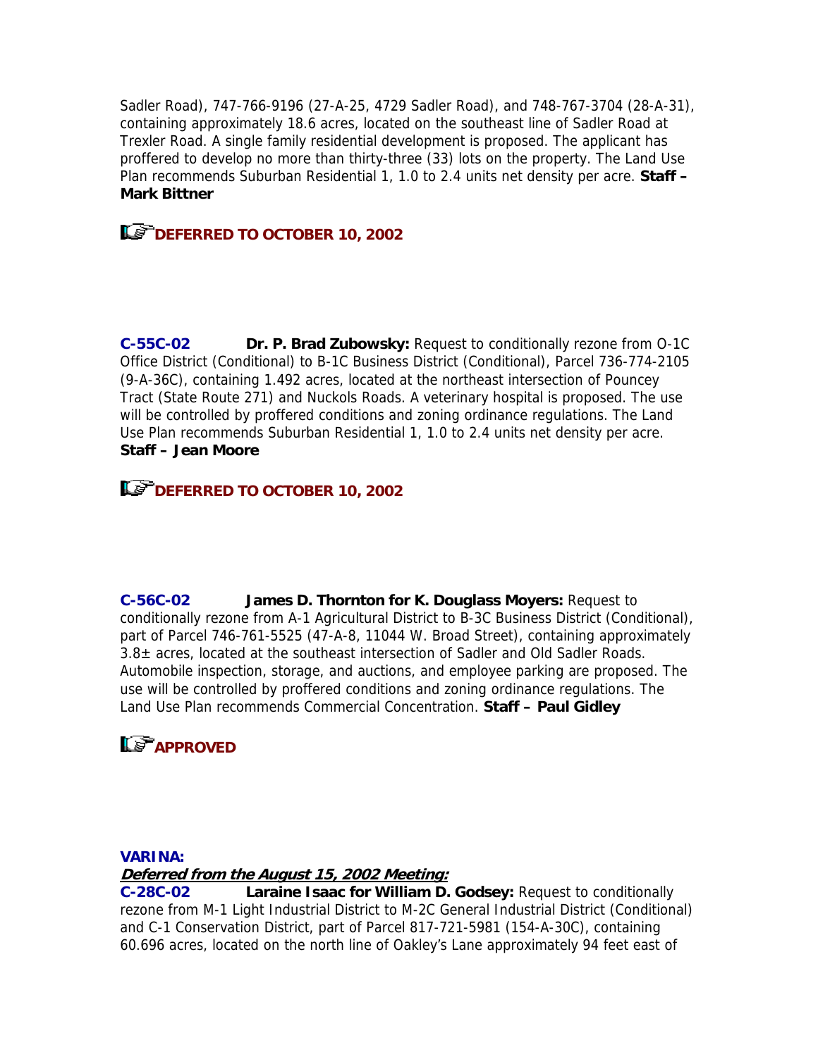Sadler Road), 747-766-9196 (27-A-25, 4729 Sadler Road), and 748-767-3704 (28-A-31), containing approximately 18.6 acres, located on the southeast line of Sadler Road at Trexler Road. A single family residential development is proposed. The applicant has proffered to develop no more than thirty-three (33) lots on the property. The Land Use Plan recommends Suburban Residential 1, 1.0 to 2.4 units net density per acre. **Staff – Mark Bittner**

**DEFERRED TO OCTOBER 10, 2002**

**C-55C-02** **Dr. P. Brad Zubowsky:** Request to conditionally rezone from O-1C Office District (Conditional) to B-1C Business District (Conditional), Parcel 736-774-2105 (9-A-36C), containing 1.492 acres, located at the northeast intersection of Pouncey Tract (State Route 271) and Nuckols Roads. A veterinary hospital is proposed. The use will be controlled by proffered conditions and zoning ordinance regulations. The Land Use Plan recommends Suburban Residential 1, 1.0 to 2.4 units net density per acre. **Staff – Jean Moore**

**DEFERRED TO OCTOBER 10, 2002**

**C-56C-02** **James D. Thornton for K. Douglass Moyers:** Request to conditionally rezone from A-1 Agricultural District to B-3C Business District (Conditional), part of Parcel 746-761-5525 (47-A-8, 11044 W. Broad Street), containing approximately 3.8± acres, located at the southeast intersection of Sadler and Old Sadler Roads. Automobile inspection, storage, and auctions, and employee parking are proposed. The use will be controlled by proffered conditions and zoning ordinance regulations. The Land Use Plan recommends Commercial Concentration. **Staff – Paul Gidley**

**APPROVED**

**VARINA:**

***Deferred from the August 15, 2002 Meeting:***

**C-28C-02** **Laraine Isaac for William D. Godsey:** Request to conditionally rezone from M-1 Light Industrial District to M-2C General Industrial District (Conditional) and C-1 Conservation District, part of Parcel 817-721-5981 (154-A-30C), containing 60.696 acres, located on the north line of Oakley's Lane approximately 94 feet east of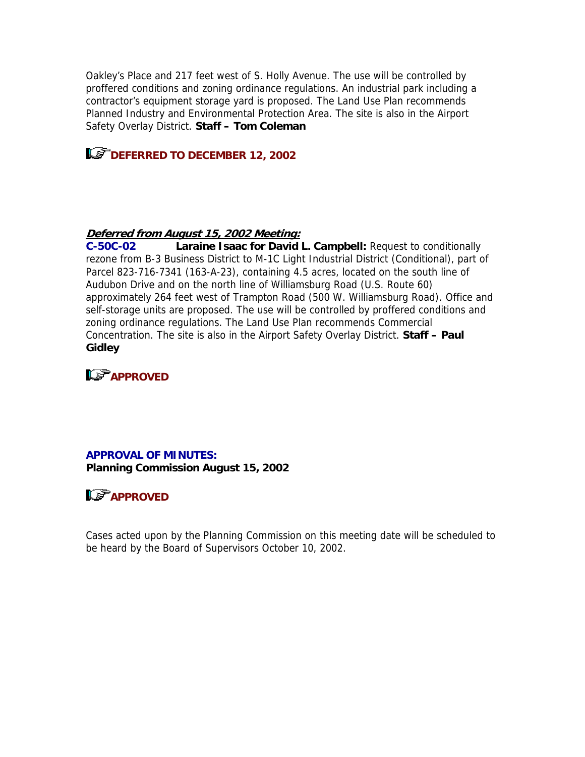Oakley's Place and 217 feet west of S. Holly Avenue. The use will be controlled by proffered conditions and zoning ordinance regulations. An industrial park including a contractor's equipment storage yard is proposed. The Land Use Plan recommends Planned Industry and Environmental Protection Area. The site is also in the Airport Safety Overlay District. **Staff – Tom Coleman**

**DEFERRED TO DECEMBER 12, 2002**

***Deferred from August 15, 2002 Meeting:***

**C-50C-02** **Laraine Isaac for David L. Campbell:** Request to conditionally rezone from B-3 Business District to M-1C Light Industrial District (Conditional), part of Parcel 823-716-7341 (163-A-23), containing 4.5 acres, located on the south line of Audubon Drive and on the north line of Williamsburg Road (U.S. Route 60) approximately 264 feet west of Trampton Road (500 W. Williamsburg Road). Office and self-storage units are proposed. The use will be controlled by proffered conditions and zoning ordinance regulations. The Land Use Plan recommends Commercial Concentration. The site is also in the Airport Safety Overlay District. **Staff – Paul Gidley**

**APPROVED**

**APPROVAL OF MINUTES:**
**Planning Commission August 15, 2002**

**APPROVED**

Cases acted upon by the Planning Commission on this meeting date will be scheduled to be heard by the Board of Supervisors October 10, 2002.